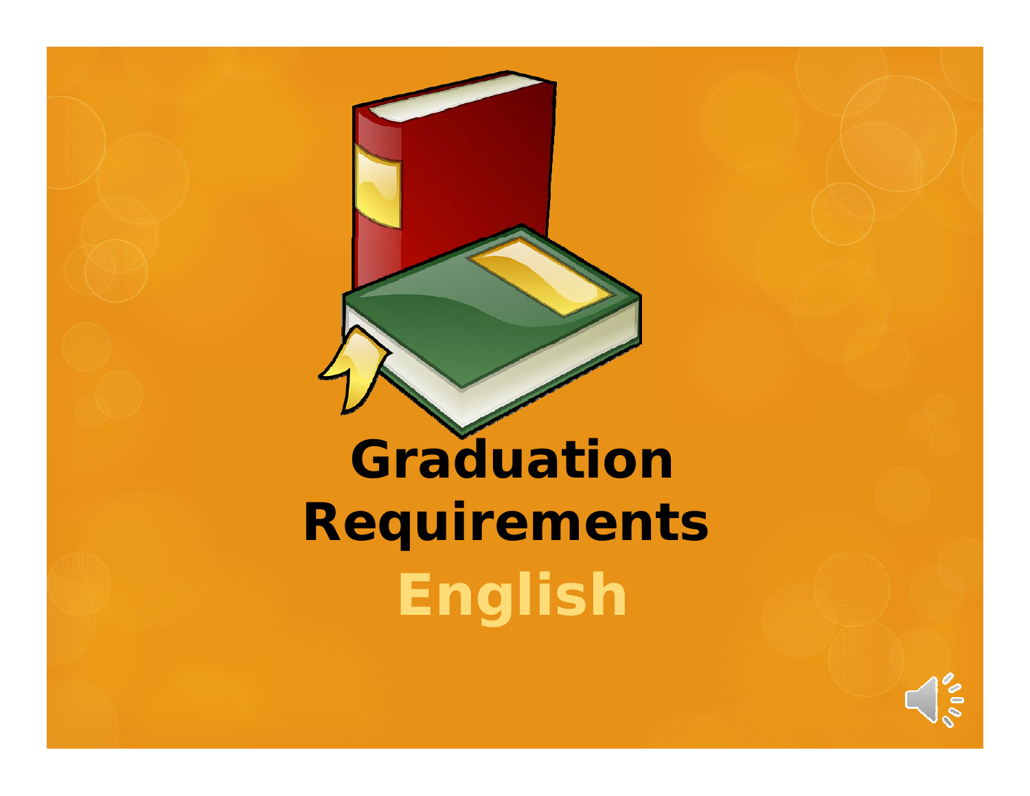# Graduation Requirements

## English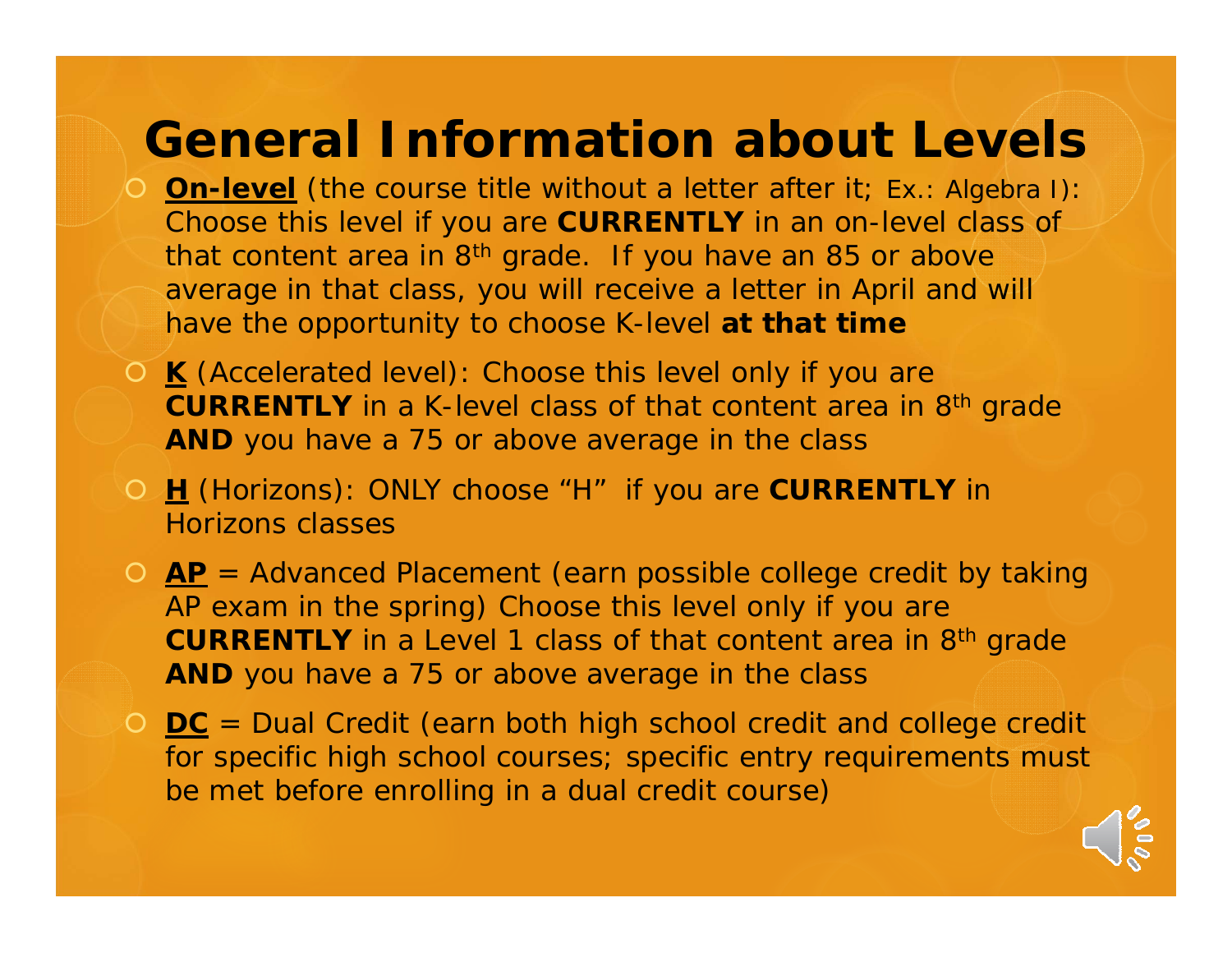# General Information about Levels

- **On-level** (the course title without a letter after it; Ex.: Algebra I): Choose this level if you are **CURRENTLY** in an on-level class of that content area in 8th grade. If you have an 85 or above average in that class, you will receive a letter in April and will have the opportunity to choose K-level **at that time**
- **K** (Accelerated level): Choose this level only if you are **CURRENTLY** in a K-level class of that content area in 8th grade **AND** you have a 75 or above average in the class
- **H** (Horizons): ONLY choose "H" if you are **CURRENTLY** in Horizons classes
- **AP** = Advanced Placement (earn possible college credit by taking AP exam in the spring) Choose this level only if you are **CURRENTLY** in a Level 1 class of that content area in 8th grade **AND** you have a 75 or above average in the class
- **DC** = Dual Credit (earn both high school credit and college credit for specific high school courses; specific entry requirements must be met before enrolling in a dual credit course)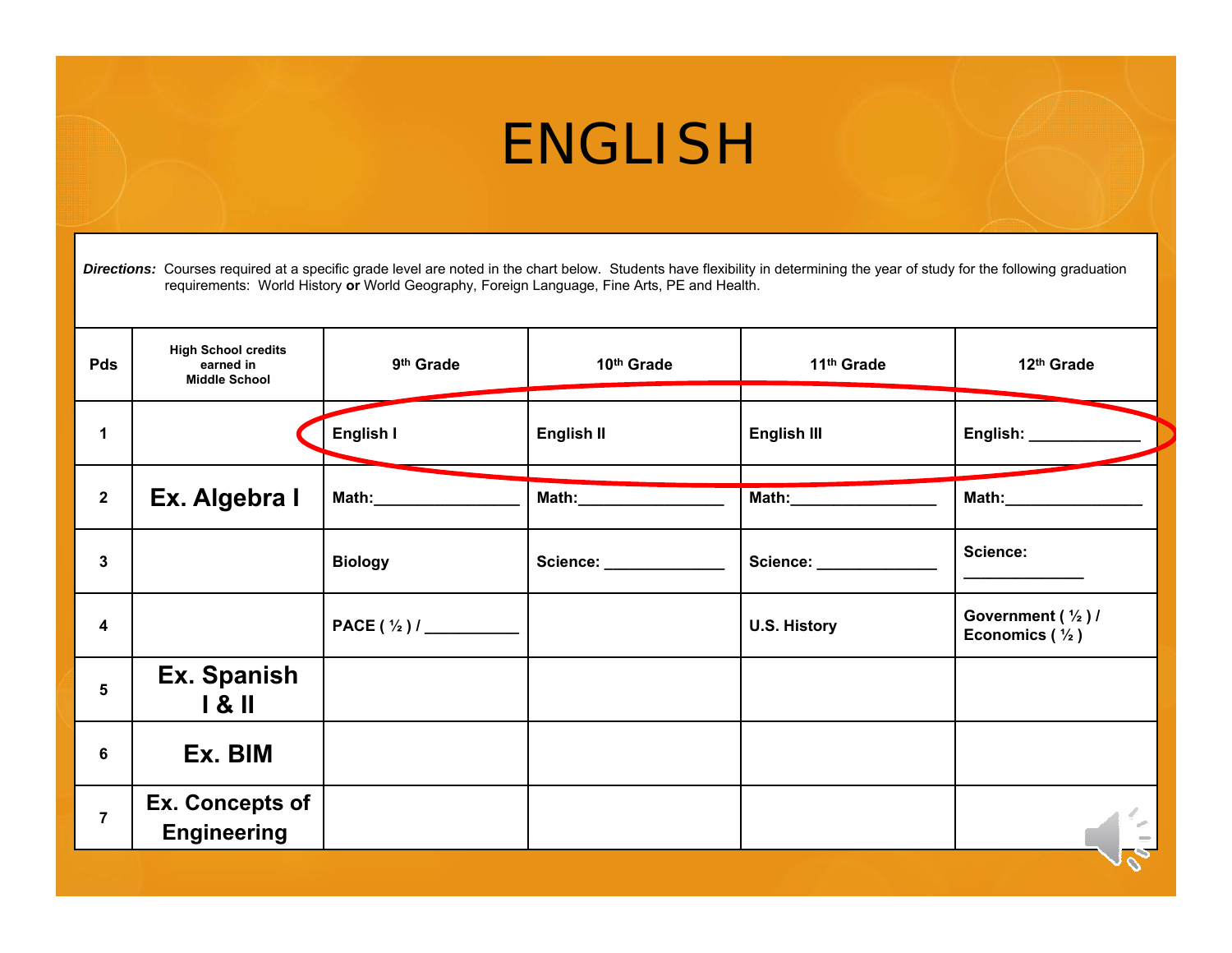# ENGLISH

***Directions:*** Courses required at a specific grade level are noted in the chart below. Students have flexibility in determining the year of study for the following graduation requirements: World History **or** World Geography, Foreign Language, Fine Arts, PE and Health.

| Pds | High School credits earned in Middle School | 9th Grade | 10th Grade | 11th Grade | 12th Grade |
|---|---|---|---|---|---|
| 1 | | English I | English II | English III | English: ____________ |
| 2 | Ex. Algebra I | Math:_______________ | Math:_______________ | Math:_______________ | Math:_______________ |
| 3 | | Biology | Science: _____________ | Science: _____________ | Science: _____________ |
| 4 | | PACE ( ½ ) / __________ | | U.S. History | Government ( ½ ) / Economics ( ½ ) |
| 5 | Ex. Spanish I & II | | | | |
| 6 | Ex. BIM | | | | |
| 7 | Ex. Concepts of Engineering | | | | |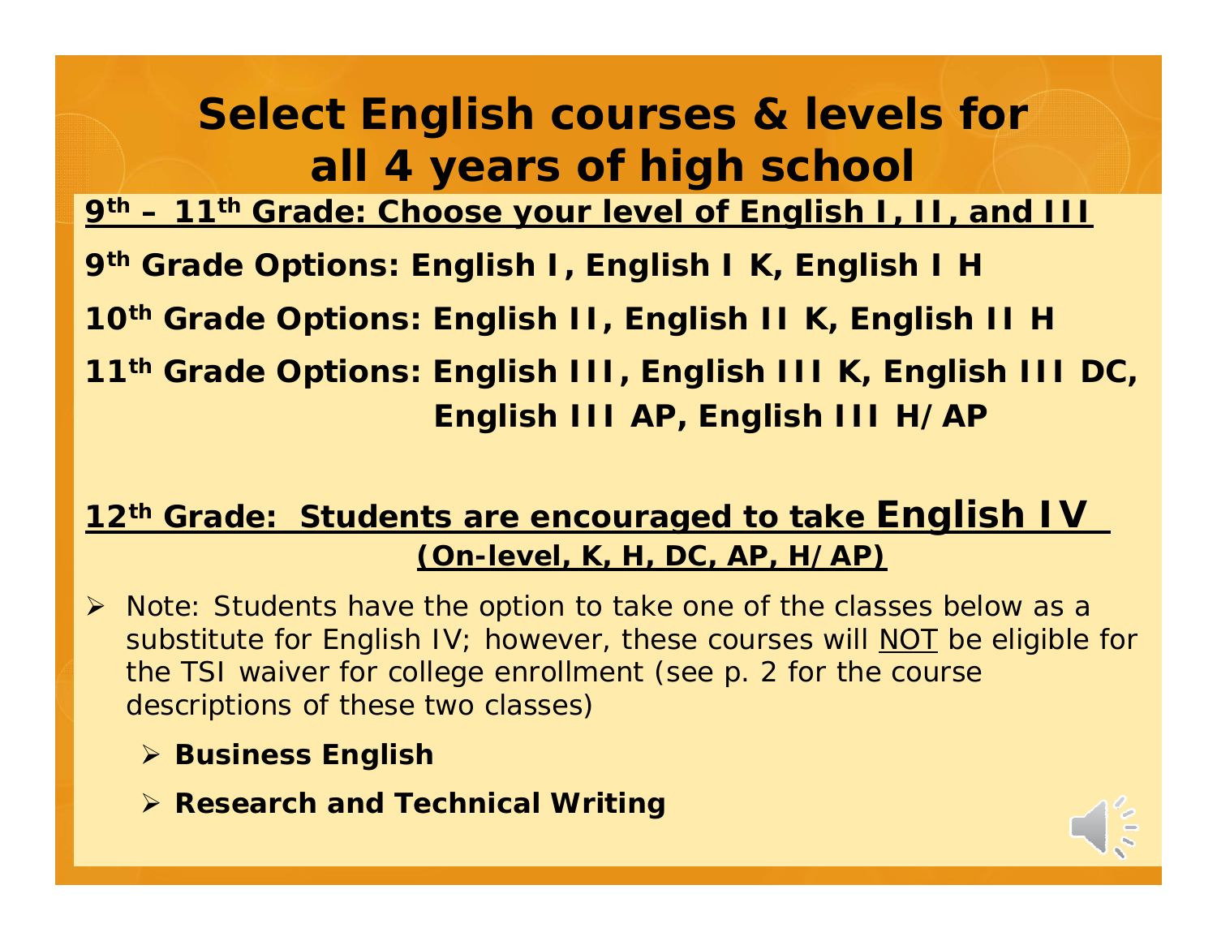# Select English courses & levels for all 4 years of high school

**9th – 11th Grade: Choose your level of English I, II, and III**

**9th Grade Options: English I, English I K, English I H**

**10th Grade Options: English II, English II K, English II H**

**11th Grade Options: English III, English III K, English III DC, English III AP, English III H/AP**

**12th Grade: Students are encouraged to take English IV (On-level, K, H, DC, AP, H/AP)**

- Note: Students have the option to take one of the classes below as a substitute for English IV; however, these courses will NOT be eligible for the TSI waiver for college enrollment (see p. 2 for the course descriptions of these two classes)
  - **Business English**
  - **Research and Technical Writing**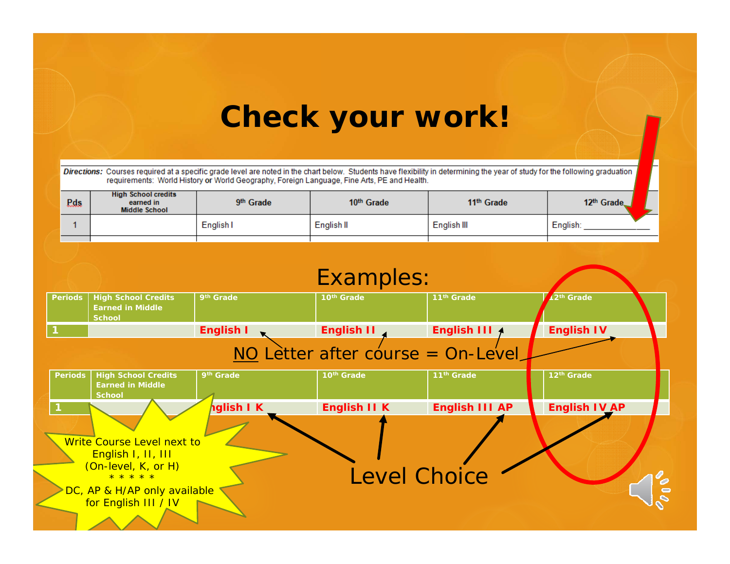# Check your work!

***Directions:*** Courses required at a specific grade level are noted in the chart below. Students have flexibility in determining the year of study for the following graduation requirements: World History **or** World Geography, Foreign Language, Fine Arts, PE and Health.

| Pds | High School credits earned in Middle School | 9th Grade | 10th Grade | 11th Grade | 12th Grade |
|---|---|---|---|---|---|
| 1 | | English I | English II | English III | English: ______________ |
| | | | | | |

Examples:

| Periods | High School Credits Earned in Middle School | 9th Grade | 10th Grade | 11th Grade | 12th Grade |
|---|---|---|---|---|---|
| 1 | | English I | English II | English III | English IV |

NO Letter after course = On-Level

| Periods | High School Credits Earned in Middle School | 9th Grade | 10th Grade | 11th Grade | 12th Grade |
|---|---|---|---|---|---|
| 1 | | English I K | English II K | English III AP | English IV AP |

Level Choice

Write Course Level next to English I, II, III (On-level, K, or H)
* * * * *
DC, AP & H/AP only available for English III / IV